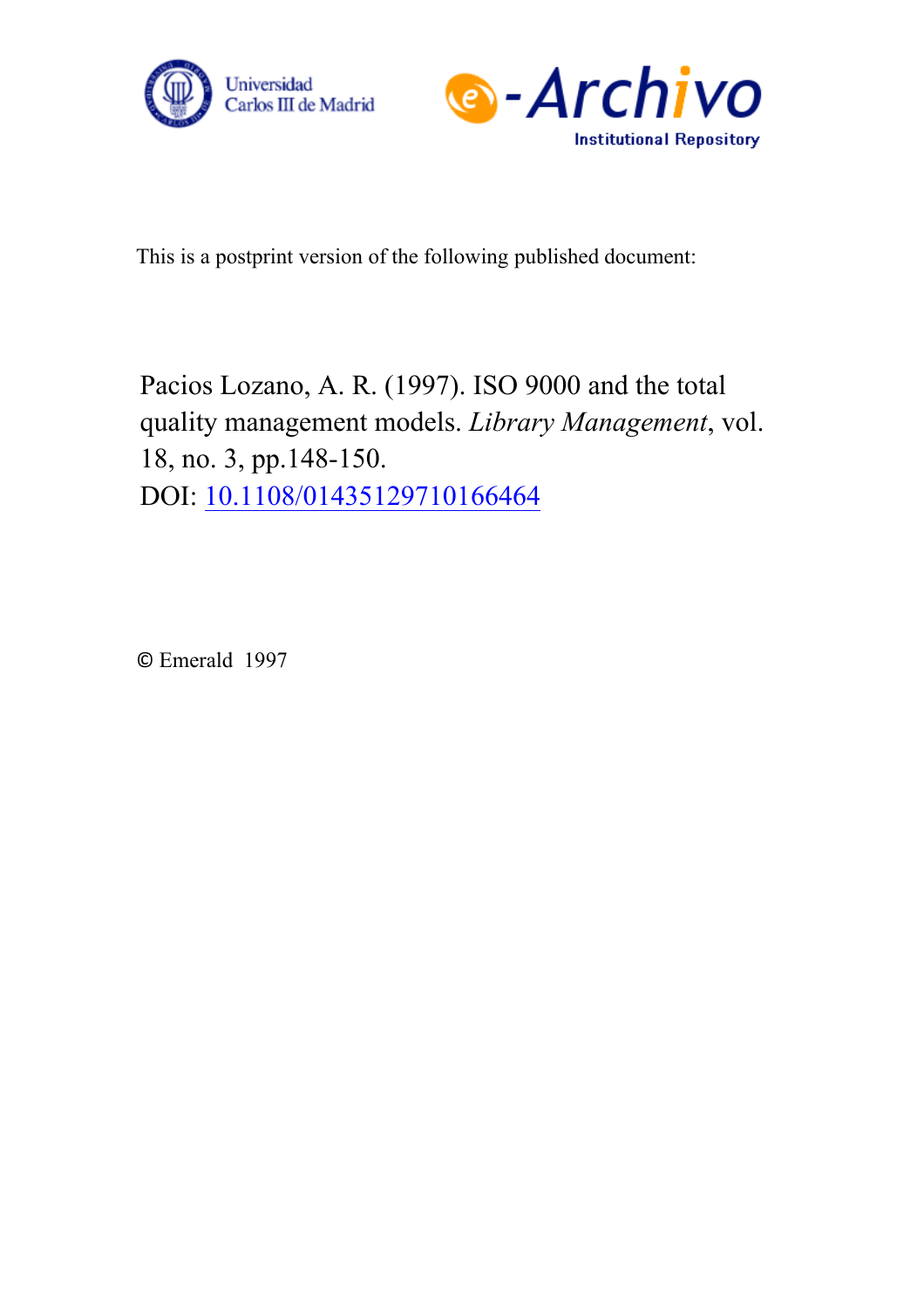Universidad Carlos III de Madrid

e-Archivo Institutional Repository

This is a postprint version of the following published document:

Pacios Lozano, A. R. (1997). ISO 9000 and the total quality management models. *Library Management*, vol. 18, no. 3, pp.148-150.
DOI: [10.1108/01435129710166464](https://doi.org/10.1108/01435129710166464)

© Emerald 1997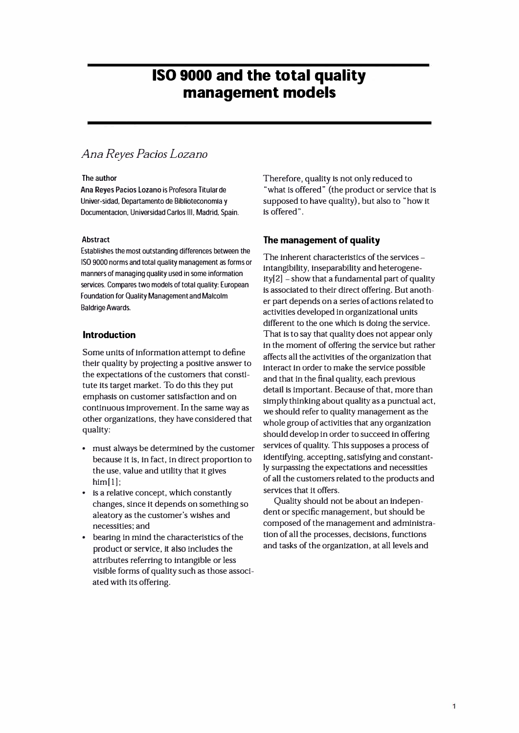# ISO 9000 and the total quality management models

*Ana Reyes Pacios Lozano*

**The author**

**Ana Reyes Pacios Lozano** is Profesora Titular de Univer-sidad, Departamento de Biblioteconomia y Documentacion, Universidad Carlos III, Madrid, Spain.

**Abstract**

Establishes the most outstanding differences between the ISO 9000 norms and total quality management as forms or manners of managing quality used in some information services. Compares two models of total quality: European Foundation for Quality Management and Malcolm Baldrige Awards.

## Introduction

Some units of information attempt to define their quality by projecting a positive answer to the expectations of the customers that constitute its target market. To do this they put emphasis on customer satisfaction and on continuous improvement. In the same way as other organizations, they have considered that quality:

- must always be determined by the customer because it is, in fact, in direct proportion to the use, value and utility that it gives him[1];
- is a relative concept, which constantly changes, since it depends on something so aleatory as the customer's wishes and necessities; and
- bearing in mind the characteristics of the product or service, it also includes the attributes referring to intangible or less visible forms of quality such as those associated with its offering.

Therefore, quality is not only reduced to "what is offered" (the product or service that is supposed to have quality), but also to "how it is offered".

## The management of quality

The inherent characteristics of the services – intangibility, inseparability and heterogeneity[2] – show that a fundamental part of quality is associated to their direct offering. But another part depends on a series of actions related to activities developed in organizational units different to the one which is doing the service. That is to say that quality does not appear only in the moment of offering the service but rather affects all the activities of the organization that interact in order to make the service possible and that in the final quality, each previous detail is important. Because of that, more than simply thinking about quality as a punctual act, we should refer to quality management as the whole group of activities that any organization should develop in order to succeed in offering services of quality. This supposes a process of identifying, accepting, satisfying and constantly surpassing the expectations and necessities of all the customers related to the products and services that it offers.

Quality should not be about an independent or specific management, but should be composed of the management and administration of all the processes, decisions, functions and tasks of the organization, at all levels and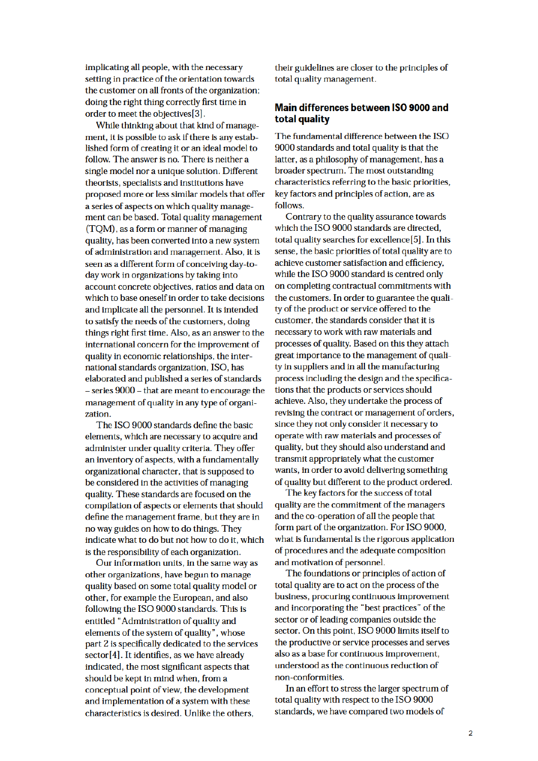implicating all people, with the necessary setting in practice of the orientation towards the customer on all fronts of the organization; doing the right thing correctly first time in order to meet the objectives[3].

While thinking about that kind of management, it is possible to ask if there is any established form of creating it or an ideal model to follow. The answer is no. There is neither a single model nor a unique solution. Different theorists, specialists and institutions have proposed more or less similar models that offer a series of aspects on which quality management can be based. Total quality management (TQM), as a form or manner of managing quality, has been converted into a new system of administration and management. Also, it is seen as a different form of conceiving day-to-day work in organizations by taking into account concrete objectives, ratios and data on which to base oneself in order to take decisions and implicate all the personnel. It is intended to satisfy the needs of the customers, doing things right first time. Also, as an answer to the international concern for the improvement of quality in economic relationships, the international standards organization, ISO, has elaborated and published a series of standards – series 9000 – that are meant to encourage the management of quality in any type of organization.

The ISO 9000 standards define the basic elements, which are necessary to acquire and administer under quality criteria. They offer an inventory of aspects, with a fundamentally organizational character, that is supposed to be considered in the activities of managing quality. These standards are focused on the compilation of aspects or elements that should define the management frame, but they are in no way guides on how to do things. They indicate what to do but not how to do it, which is the responsibility of each organization.

Our information units, in the same way as other organizations, have begun to manage quality based on some total quality model or other, for example the European, and also following the ISO 9000 standards. This is entitled "Administration of quality and elements of the system of quality", whose part 2 is specifically dedicated to the services sector[4]. It identifies, as we have already indicated, the most significant aspects that should be kept in mind when, from a conceptual point of view, the development and implementation of a system with these characteristics is desired. Unlike the others, their guidelines are closer to the principles of total quality management.

## Main differences between ISO 9000 and total quality

The fundamental difference between the ISO 9000 standards and total quality is that the latter, as a philosophy of management, has a broader spectrum. The most outstanding characteristics referring to the basic priorities, key factors and principles of action, are as follows.

Contrary to the quality assurance towards which the ISO 9000 standards are directed, total quality searches for excellence[5]. In this sense, the basic priorities of total quality are to achieve customer satisfaction and efficiency, while the ISO 9000 standard is centred only on completing contractual commitments with the customers. In order to guarantee the quality of the product or service offered to the customer, the standards consider that it is necessary to work with raw materials and processes of quality. Based on this they attach great importance to the management of quality in suppliers and in all the manufacturing process including the design and the specifications that the products or services should achieve. Also, they undertake the process of revising the contract or management of orders, since they not only consider it necessary to operate with raw materials and processes of quality, but they should also understand and transmit appropriately what the customer wants, in order to avoid delivering something of quality but different to the product ordered.

The key factors for the success of total quality are the commitment of the managers and the co-operation of all the people that form part of the organization. For ISO 9000, what is fundamental is the rigorous application of procedures and the adequate composition and motivation of personnel.

The foundations or principles of action of total quality are to act on the process of the business, procuring continuous improvement and incorporating the "best practices" of the sector or of leading companies outside the sector. On this point, ISO 9000 limits itself to the productive or service processes and serves also as a base for continuous improvement, understood as the continuous reduction of non-conformities.

In an effort to stress the larger spectrum of total quality with respect to the ISO 9000 standards, we have compared two models of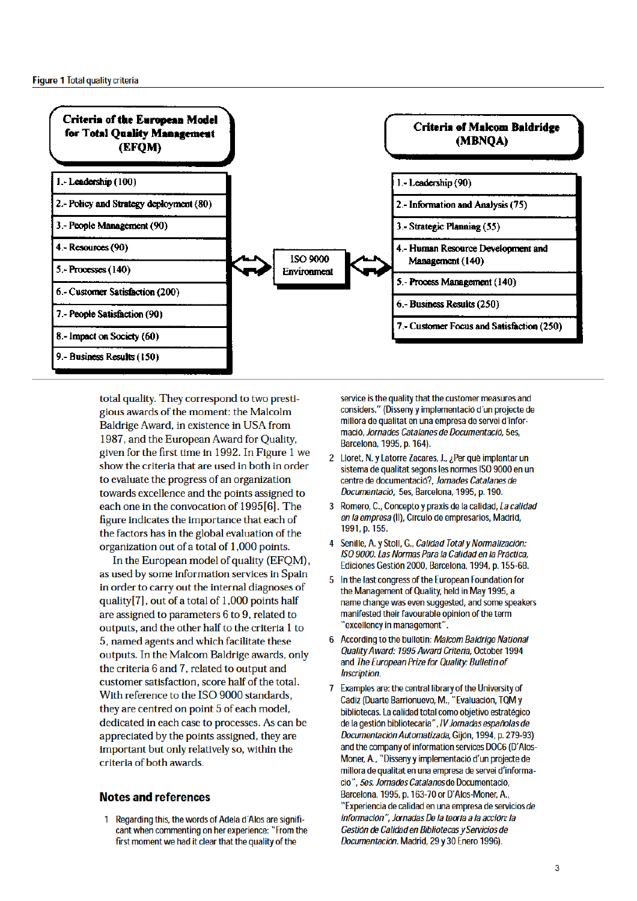Figure 1 Total quality criteria

| Criteria of the European Model for Total Quality Management (EFQM) | | Criteria of Malcom Baldridge (MBNQA) |
|---|---|---|
| 1.- Leadership (100) | | 1.- Leadership (90) |
| 2.- Policy and Strategy deployment (80) | | 2.- Information and Analysis (75) |
| 3.- People Management (90) | | 3.- Strategic Planning (55) |
| 4.- Resources (90) | ISO 9000 Environment | 4.- Human Resource Development and Management (140) |
| 5.- Processes (140) | | 5.- Process Management (140) |
| 6.- Customer Satisfaction (200) | | 6.- Business Results (250) |
| 7.- People Satisfaction (90) | | 7.- Customer Focus and Satisfaction (250) |
| 8.- Impact on Society (60) | | |
| 9.- Business Results (150) | | |

total quality. They correspond to two prestigious awards of the moment: the Malcolm Baldrige Award, in existence in USA from 1987, and the European Award for Quality, given for the first time in 1992. In Figure 1 we show the criteria that are used in both in order to evaluate the progress of an organization towards excellence and the points assigned to each one in the convocation of 1995[6]. The figure indicates the importance that each of the factors has in the global evaluation of the organization out of a total of 1,000 points.

In the European model of quality (EFQM), as used by some information services in Spain in order to carry out the internal diagnoses of quality[7], out of a total of 1,000 points half are assigned to parameters 6 to 9, related to outputs, and the other half to the criteria 1 to 5, named agents and which facilitate these outputs. In the Malcom Baldrige awards, only the criteria 6 and 7, related to output and customer satisfaction, score half of the total. With reference to the ISO 9000 standards, they are centred on point 5 of each model, dedicated in each case to processes. As can be appreciated by the points assigned, they are important but only relatively so, within the criteria of both awards.

## Notes and references

1. Regarding this, the words of Adela d'Alos are significant when commenting on her experience: "From the first moment we had it clear that the quality of the service is the quality that the customer measures and considers." (Disseny y implementació d'un projecte de millora de qualitat en una empresa de servei d'informació, *Jornades Catalanes de Documentació*, 5es, Barcelona, 1995, p. 164).
2. Lloret, N. y Latorre Zacares, J., ¿Per què implantar un sistema de qualitat segons les normes ISO 9000 en un centre de documentació?, *Jornades Catalanes de Documentació*, 5es, Barcelona, 1995, p. 190.
3. Romero, C., Concepto y praxis de la calidad, *La calidad en la empresa* (II), Circulo de empresarios, Madrid, 1991, p. 155.
4. Senille, A. y Stoll, G., *Calidad Total y Normalización: ISO 9000. Las Normas Para la Calidad en la Práctica*, Ediciones Gestión 2000, Barcelona, 1994, p. 155-68.
5. In the last congress of the European Foundation for the Management of Quality, held in May 1995, a name change was even suggested, and some speakers manifested their favourable opinion of the term "excellency in management".
6. According to the bulletin: *Malcom Baldrige National Quality Award: 1995 Award Criteria*, October 1994 and *The European Prize for Quality: Bulletin of Inscription*.
7. Examples are: the central library of the University of Cadiz (Duarte Barrionuevo, M., "Evaluacion, TQM y bibliotecas. La calidad total como objetivo estratégico de la gestión bibliotecaria", *IV Jornadas españolas de Documentación Automatizada*, Gijón, 1994, p. 279-93) and the company of information services DOC6 (D'Alos-Moner, A., "Disseny y implementació d'un projecte de millora de qualitat en una empresa de servei d'informació", *5es. Jornades Catalanes* de Documentació, Barcelona, 1995, p. 163-70 or D'Alos-Moner, A., "Experiencia de calidad en una empresa de servicios *de información*", *Jornadas De la teoria a la acción: la Gestión de Calidad en Bibliotecas y Servicios de Documentación*. Madrid, 29 y 30 Enero 1996).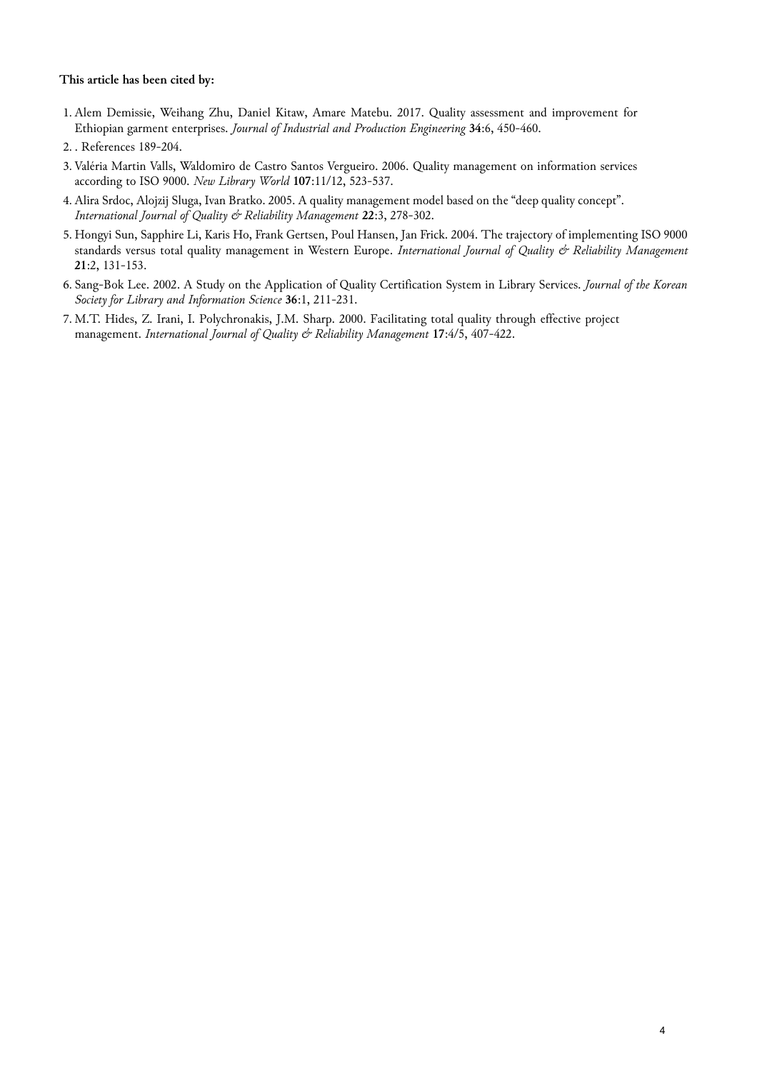**This article has been cited by:**

1. Alem Demissie, Weihang Zhu, Daniel Kitaw, Amare Matebu. 2017. Quality assessment and improvement for Ethiopian garment enterprises. *Journal of Industrial and Production Engineering* **34**:6, 450-460.
2. . References 189-204.
3. Valéria Martin Valls, Waldomiro de Castro Santos Vergueiro. 2006. Quality management on information services according to ISO 9000. *New Library World* **107**:11/12, 523-537.
4. Alira Srdoc, Alojzij Sluga, Ivan Bratko. 2005. A quality management model based on the "deep quality concept". *International Journal of Quality & Reliability Management* **22**:3, 278-302.
5. Hongyi Sun, Sapphire Li, Karis Ho, Frank Gertsen, Poul Hansen, Jan Frick. 2004. The trajectory of implementing ISO 9000 standards versus total quality management in Western Europe. *International Journal of Quality & Reliability Management* **21**:2, 131-153.
6. Sang-Bok Lee. 2002. A Study on the Application of Quality Certification System in Library Services. *Journal of the Korean Society for Library and Information Science* **36**:1, 211-231.
7. M.T. Hides, Z. Irani, I. Polychronakis, J.M. Sharp. 2000. Facilitating total quality through effective project management. *International Journal of Quality & Reliability Management* **17**:4/5, 407-422.